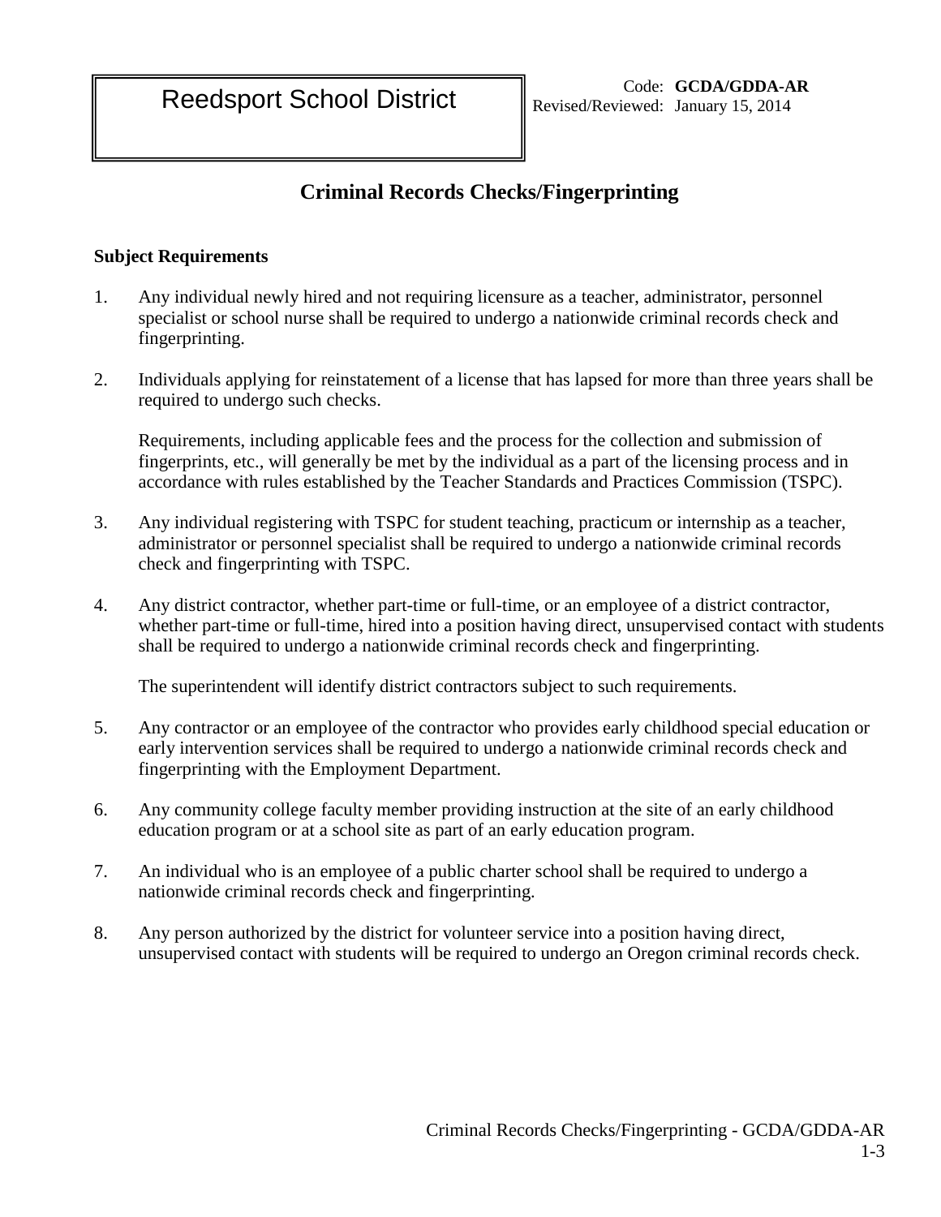Reedsport School District

Code: **GCDA/GDDA-AR**
Revised/Reviewed: January 15, 2014

# Criminal Records Checks/Fingerprinting

**Subject Requirements**

1. Any individual newly hired and not requiring licensure as a teacher, administrator, personnel specialist or school nurse shall be required to undergo a nationwide criminal records check and fingerprinting.

2. Individuals applying for reinstatement of a license that has lapsed for more than three years shall be required to undergo such checks.

   Requirements, including applicable fees and the process for the collection and submission of fingerprints, etc., will generally be met by the individual as a part of the licensing process and in accordance with rules established by the Teacher Standards and Practices Commission (TSPC).

3. Any individual registering with TSPC for student teaching, practicum or internship as a teacher, administrator or personnel specialist shall be required to undergo a nationwide criminal records check and fingerprinting with TSPC.

4. Any district contractor, whether part-time or full-time, or an employee of a district contractor, whether part-time or full-time, hired into a position having direct, unsupervised contact with students shall be required to undergo a nationwide criminal records check and fingerprinting.

   The superintendent will identify district contractors subject to such requirements.

5. Any contractor or an employee of the contractor who provides early childhood special education or early intervention services shall be required to undergo a nationwide criminal records check and fingerprinting with the Employment Department.

6. Any community college faculty member providing instruction at the site of an early childhood education program or at a school site as part of an early education program.

7. An individual who is an employee of a public charter school shall be required to undergo a nationwide criminal records check and fingerprinting.

8. Any person authorized by the district for volunteer service into a position having direct, unsupervised contact with students will be required to undergo an Oregon criminal records check.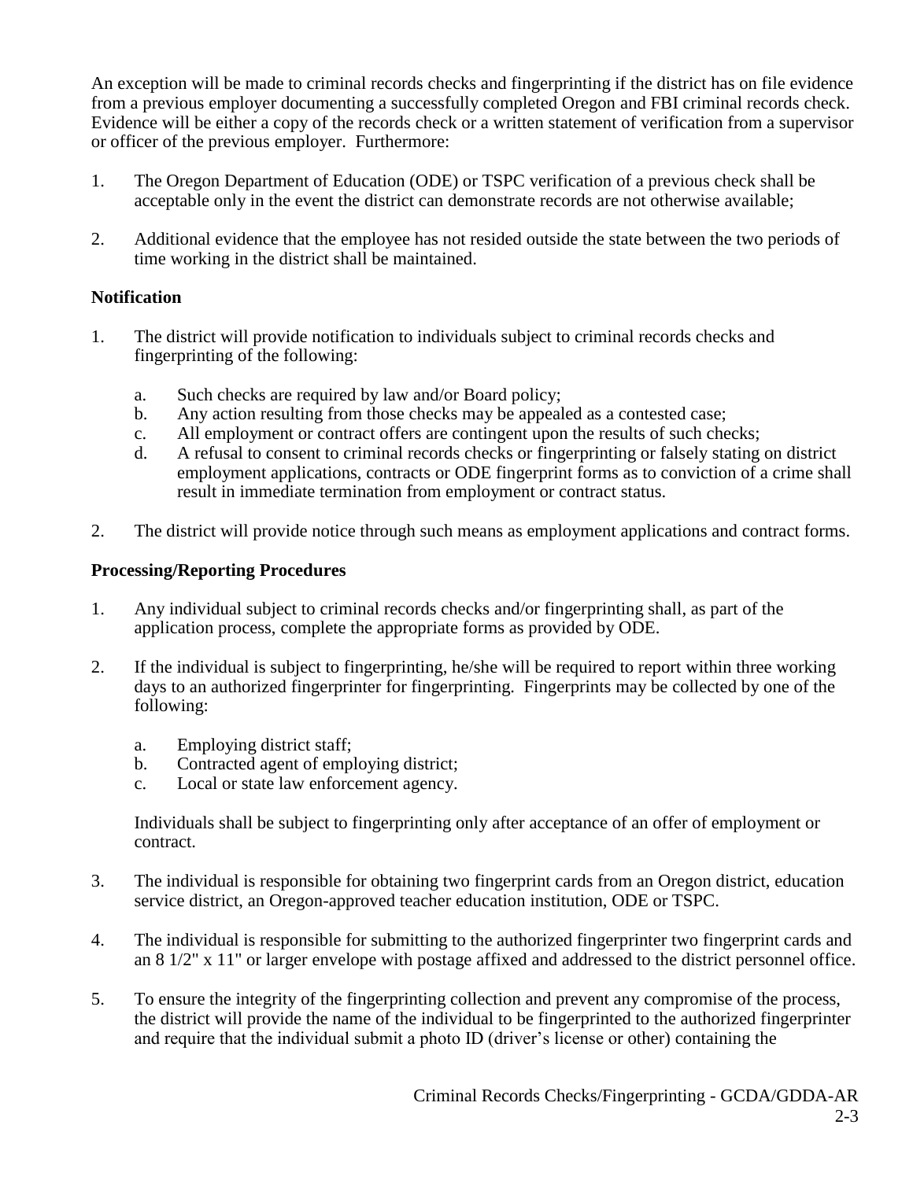An exception will be made to criminal records checks and fingerprinting if the district has on file evidence from a previous employer documenting a successfully completed Oregon and FBI criminal records check. Evidence will be either a copy of the records check or a written statement of verification from a supervisor or officer of the previous employer. Furthermore:

1. The Oregon Department of Education (ODE) or TSPC verification of a previous check shall be acceptable only in the event the district can demonstrate records are not otherwise available;
2. Additional evidence that the employee has not resided outside the state between the two periods of time working in the district shall be maintained.

### Notification

1. The district will provide notification to individuals subject to criminal records checks and fingerprinting of the following:
   a. Such checks are required by law and/or Board policy;
   b. Any action resulting from those checks may be appealed as a contested case;
   c. All employment or contract offers are contingent upon the results of such checks;
   d. A refusal to consent to criminal records checks or fingerprinting or falsely stating on district employment applications, contracts or ODE fingerprint forms as to conviction of a crime shall result in immediate termination from employment or contract status.
2. The district will provide notice through such means as employment applications and contract forms.

### Processing/Reporting Procedures

1. Any individual subject to criminal records checks and/or fingerprinting shall, as part of the application process, complete the appropriate forms as provided by ODE.
2. If the individual is subject to fingerprinting, he/she will be required to report within three working days to an authorized fingerprinter for fingerprinting. Fingerprints may be collected by one of the following:
   a. Employing district staff;
   b. Contracted agent of employing district;
   c. Local or state law enforcement agency.

   Individuals shall be subject to fingerprinting only after acceptance of an offer of employment or contract.
3. The individual is responsible for obtaining two fingerprint cards from an Oregon district, education service district, an Oregon-approved teacher education institution, ODE or TSPC.
4. The individual is responsible for submitting to the authorized fingerprinter two fingerprint cards and an 8 1/2" x 11" or larger envelope with postage affixed and addressed to the district personnel office.
5. To ensure the integrity of the fingerprinting collection and prevent any compromise of the process, the district will provide the name of the individual to be fingerprinted to the authorized fingerprinter and require that the individual submit a photo ID (driver's license or other) containing the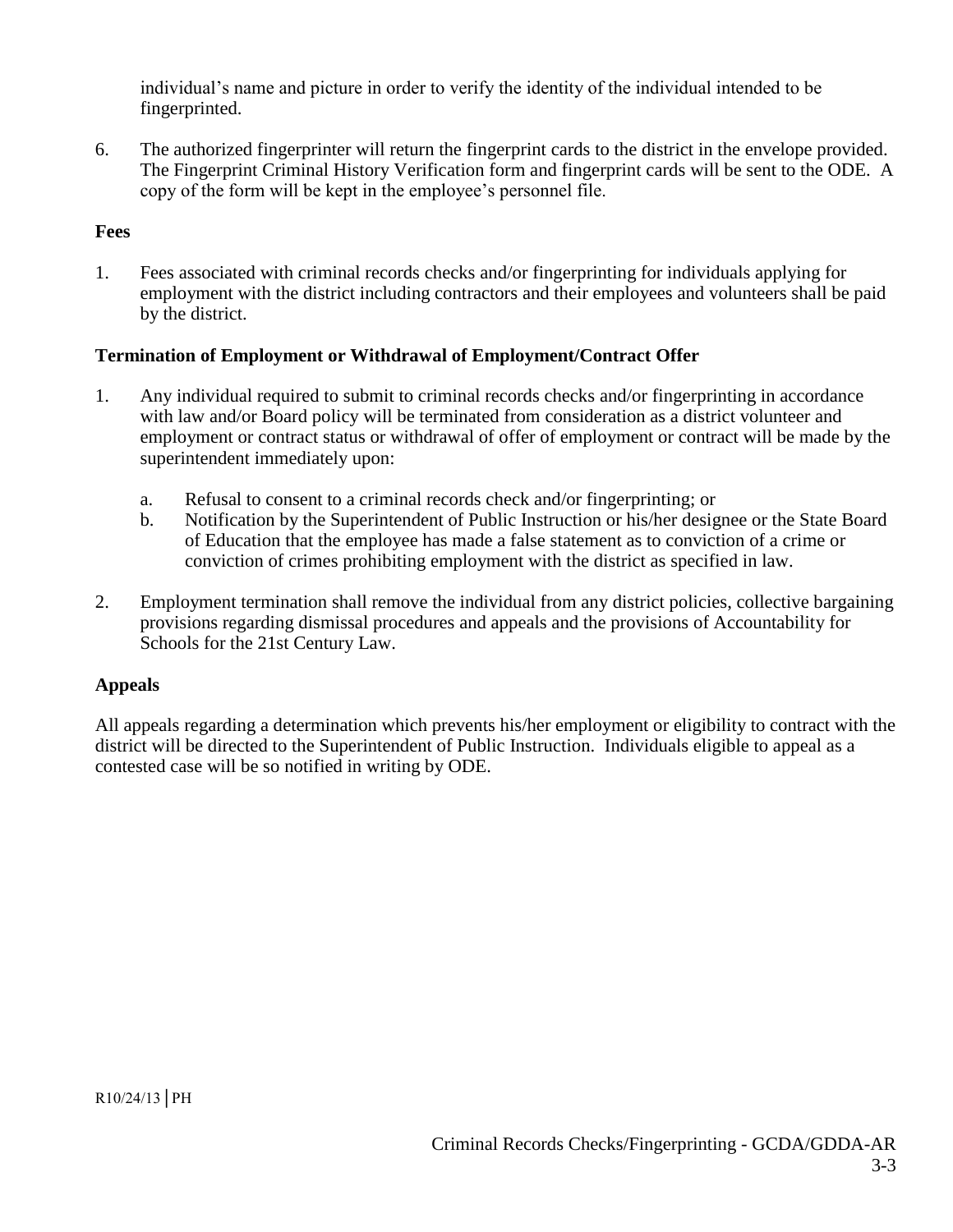individual's name and picture in order to verify the identity of the individual intended to be fingerprinted.

6. The authorized fingerprinter will return the fingerprint cards to the district in the envelope provided. The Fingerprint Criminal History Verification form and fingerprint cards will be sent to the ODE. A copy of the form will be kept in the employee's personnel file.

**Fees**

1. Fees associated with criminal records checks and/or fingerprinting for individuals applying for employment with the district including contractors and their employees and volunteers shall be paid by the district.

**Termination of Employment or Withdrawal of Employment/Contract Offer**

1. Any individual required to submit to criminal records checks and/or fingerprinting in accordance with law and/or Board policy will be terminated from consideration as a district volunteer and employment or contract status or withdrawal of offer of employment or contract will be made by the superintendent immediately upon:

   a. Refusal to consent to a criminal records check and/or fingerprinting; or
   
   b. Notification by the Superintendent of Public Instruction or his/her designee or the State Board of Education that the employee has made a false statement as to conviction of a crime or conviction of crimes prohibiting employment with the district as specified in law.

2. Employment termination shall remove the individual from any district policies, collective bargaining provisions regarding dismissal procedures and appeals and the provisions of Accountability for Schools for the 21st Century Law.

**Appeals**

All appeals regarding a determination which prevents his/her employment or eligibility to contract with the district will be directed to the Superintendent of Public Instruction. Individuals eligible to appeal as a contested case will be so notified in writing by ODE.

R10/24/13 | PH